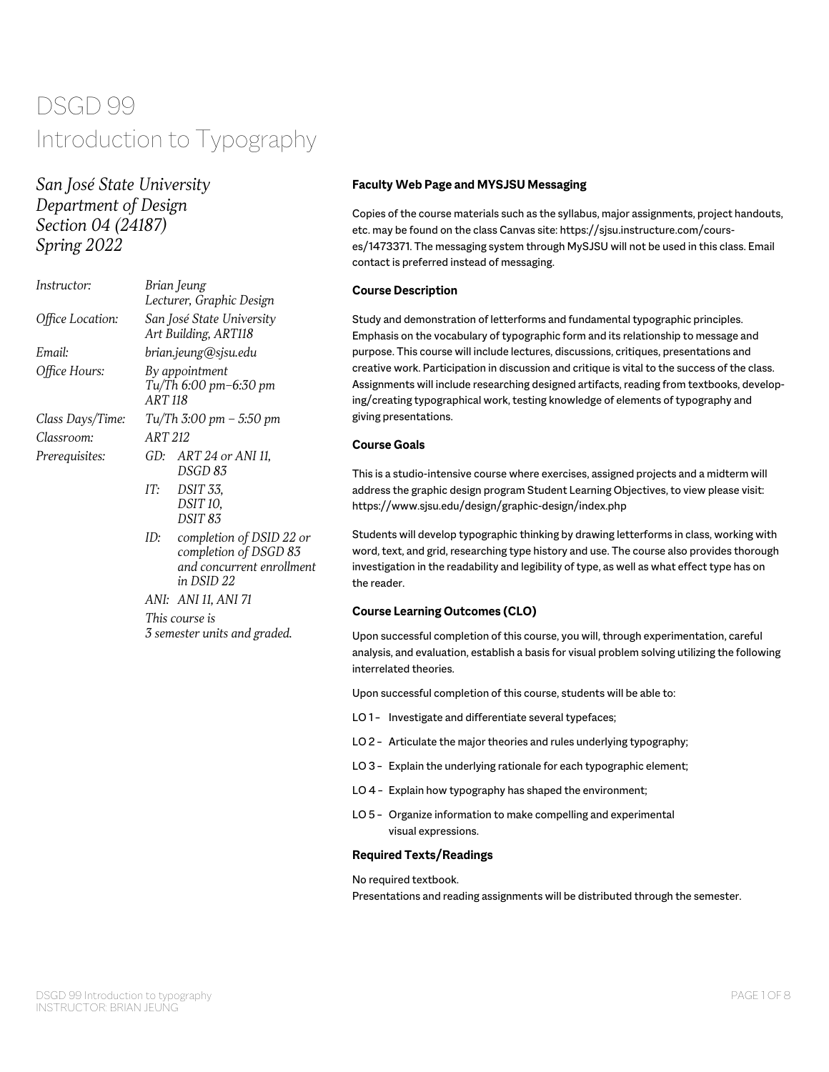# DSGD 99
# Introduction to Typography

*San José State University*
*Department of Design*
*Section 04 (24187)*
*Spring 2022*

| | |
|---|---|
| *Instructor:* | *Brian Jeung*<br>*Lecturer, Graphic Design* |
| *Office Location:* | *San José State University*<br>*Art Building, ART118* |
| *Email:* | *brian.jeung@sjsu.edu* |
| *Office Hours:* | *By appointment*<br>*Tu/Th 6:00 pm–6:30 pm*<br>*ART 118* |
| *Class Days/Time:* | *Tu/Th 3:00 pm – 5:50 pm* |
| *Classroom:* | *ART 212* |
| *Prerequisites:* | *GD: ART 24 or ANI 11, DSGD 83*<br>*IT: DSIT 33, DSIT 10, DSIT 83*<br>*ID: completion of DSID 22 or completion of DSGD 83 and concurrent enrollment in DSID 22*<br>*ANI: ANI 11, ANI 71*<br>*This course is 3 semester units and graded.* |

### Faculty Web Page and MYSJSU Messaging

Copies of the course materials such as the syllabus, major assignments, project handouts, etc. may be found on the class Canvas site: https://sjsu.instructure.com/courses/1473371. The messaging system through MySJSU will not be used in this class. Email contact is preferred instead of messaging.

### Course Description

Study and demonstration of letterforms and fundamental typographic principles. Emphasis on the vocabulary of typographic form and its relationship to message and purpose. This course will include lectures, discussions, critiques, presentations and creative work. Participation in discussion and critique is vital to the success of the class. Assignments will include researching designed artifacts, reading from textbooks, developing/creating typographical work, testing knowledge of elements of typography and giving presentations.

### Course Goals

This is a studio-intensive course where exercises, assigned projects and a midterm will address the graphic design program Student Learning Objectives, to view please visit: https://www.sjsu.edu/design/graphic-design/index.php

Students will develop typographic thinking by drawing letterforms in class, working with word, text, and grid, researching type history and use. The course also provides thorough investigation in the readability and legibility of type, as well as what effect type has on the reader.

### Course Learning Outcomes (CLO)

Upon successful completion of this course, you will, through experimentation, careful analysis, and evaluation, establish a basis for visual problem solving utilizing the following interrelated theories.

Upon successful completion of this course, students will be able to:

- LO 1 – Investigate and differentiate several typefaces;
- LO 2 – Articulate the major theories and rules underlying typography;
- LO 3 – Explain the underlying rationale for each typographic element;
- LO 4 – Explain how typography has shaped the environment;
- LO 5 – Organize information to make compelling and experimental visual expressions.

### Required Texts/Readings

No required textbook.
Presentations and reading assignments will be distributed through the semester.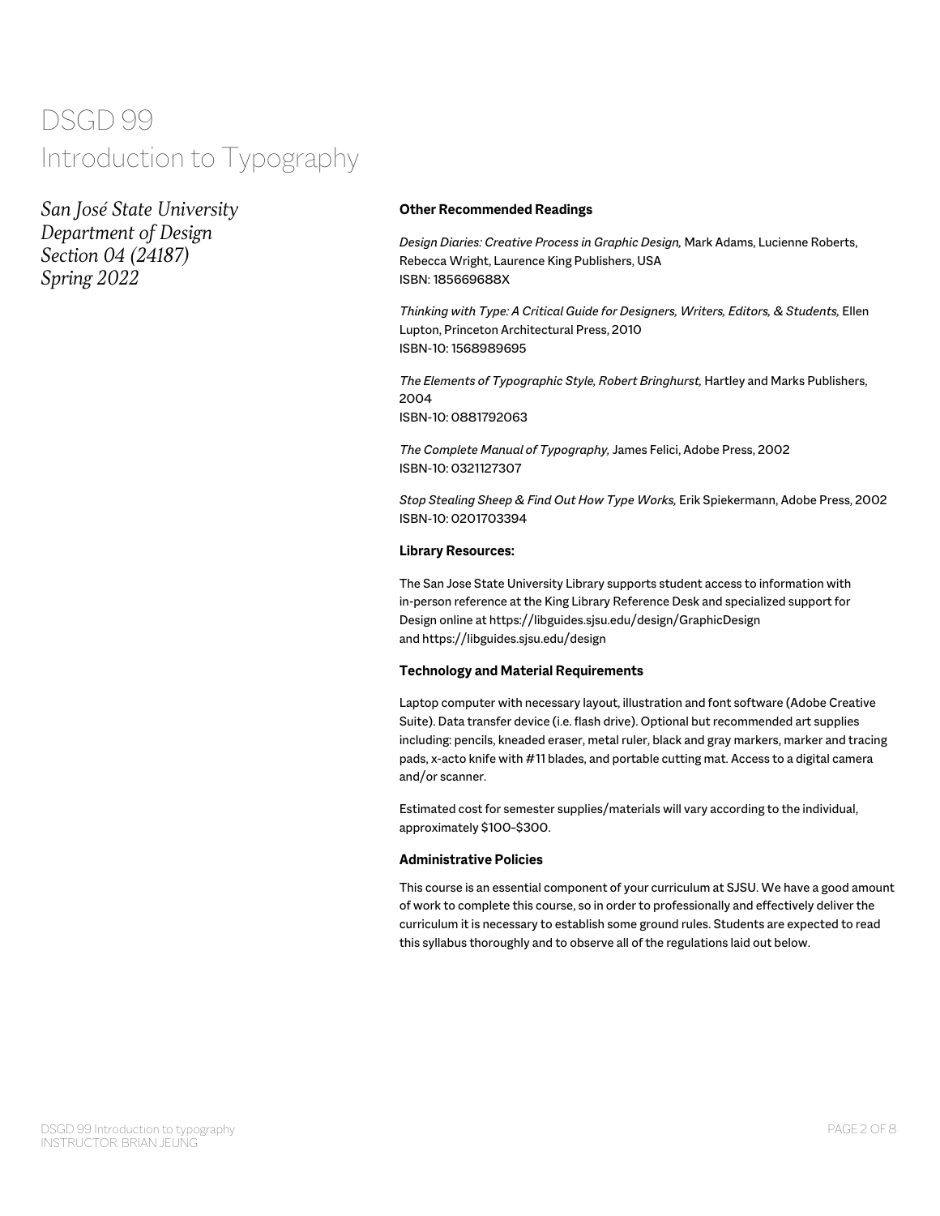# DSGD 99
# Introduction to Typography

*San José State University*
*Department of Design*
*Section 04 (24187)*
*Spring 2022*

**Other Recommended Readings**

*Design Diaries: Creative Process in Graphic Design,* Mark Adams, Lucienne Roberts, Rebecca Wright, Laurence King Publishers, USA
ISBN: 185669688X

*Thinking with Type: A Critical Guide for Designers, Writers, Editors, & Students,* Ellen Lupton, Princeton Architectural Press, 2010
ISBN-10: 1568989695

*The Elements of Typographic Style, Robert Bringhurst,* Hartley and Marks Publishers, 2004
ISBN-10: 0881792063

*The Complete Manual of Typography,* James Felici, Adobe Press, 2002
ISBN-10: 0321127307

*Stop Stealing Sheep & Find Out How Type Works,* Erik Spiekermann, Adobe Press, 2002
ISBN-10: 0201703394

**Library Resources:**

The San Jose State University Library supports student access to information with in-person reference at the King Library Reference Desk and specialized support for Design online at https://libguides.sjsu.edu/design/GraphicDesign and https://libguides.sjsu.edu/design

**Technology and Material Requirements**

Laptop computer with necessary layout, illustration and font software (Adobe Creative Suite). Data transfer device (i.e. flash drive). Optional but recommended art supplies including: pencils, kneaded eraser, metal ruler, black and gray markers, marker and tracing pads, x-acto knife with #11 blades, and portable cutting mat. Access to a digital camera and/or scanner.

Estimated cost for semester supplies/materials will vary according to the individual, approximately $100-$300.

**Administrative Policies**

This course is an essential component of your curriculum at SJSU. We have a good amount of work to complete this course, so in order to professionally and effectively deliver the curriculum it is necessary to establish some ground rules. Students are expected to read this syllabus thoroughly and to observe all of the regulations laid out below.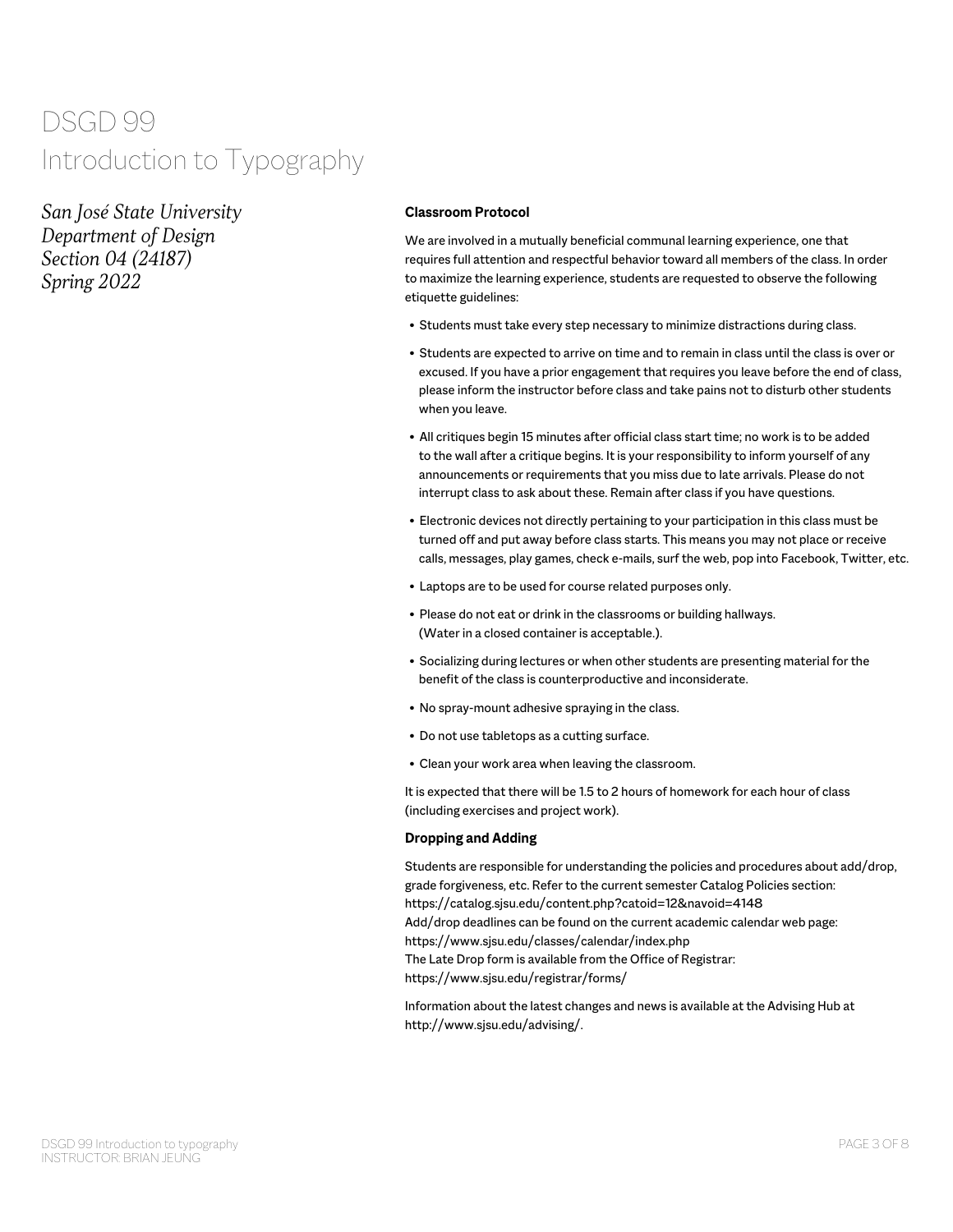# DSGD 99
# Introduction to Typography

*San José State University*
*Department of Design*
*Section 04 (24187)*
*Spring 2022*

**Classroom Protocol**

We are involved in a mutually beneficial communal learning experience, one that requires full attention and respectful behavior toward all members of the class. In order to maximize the learning experience, students are requested to observe the following etiquette guidelines:

- Students must take every step necessary to minimize distractions during class.
- Students are expected to arrive on time and to remain in class until the class is over or excused. If you have a prior engagement that requires you leave before the end of class, please inform the instructor before class and take pains not to disturb other students when you leave.
- All critiques begin 15 minutes after official class start time; no work is to be added to the wall after a critique begins. It is your responsibility to inform yourself of any announcements or requirements that you miss due to late arrivals. Please do not interrupt class to ask about these. Remain after class if you have questions.
- Electronic devices not directly pertaining to your participation in this class must be turned off and put away before class starts. This means you may not place or receive calls, messages, play games, check e-mails, surf the web, pop into Facebook, Twitter, etc.
- Laptops are to be used for course related purposes only.
- Please do not eat or drink in the classrooms or building hallways. (Water in a closed container is acceptable.).
- Socializing during lectures or when other students are presenting material for the benefit of the class is counterproductive and inconsiderate.
- No spray-mount adhesive spraying in the class.
- Do not use tabletops as a cutting surface.
- Clean your work area when leaving the classroom.

It is expected that there will be 1.5 to 2 hours of homework for each hour of class (including exercises and project work).

**Dropping and Adding**

Students are responsible for understanding the policies and procedures about add/drop, grade forgiveness, etc. Refer to the current semester Catalog Policies section: https://catalog.sjsu.edu/content.php?catoid=12&navoid=4148
Add/drop deadlines can be found on the current academic calendar web page: https://www.sjsu.edu/classes/calendar/index.php
The Late Drop form is available from the Office of Registrar: https://www.sjsu.edu/registrar/forms/

Information about the latest changes and news is available at the Advising Hub at http://www.sjsu.edu/advising/.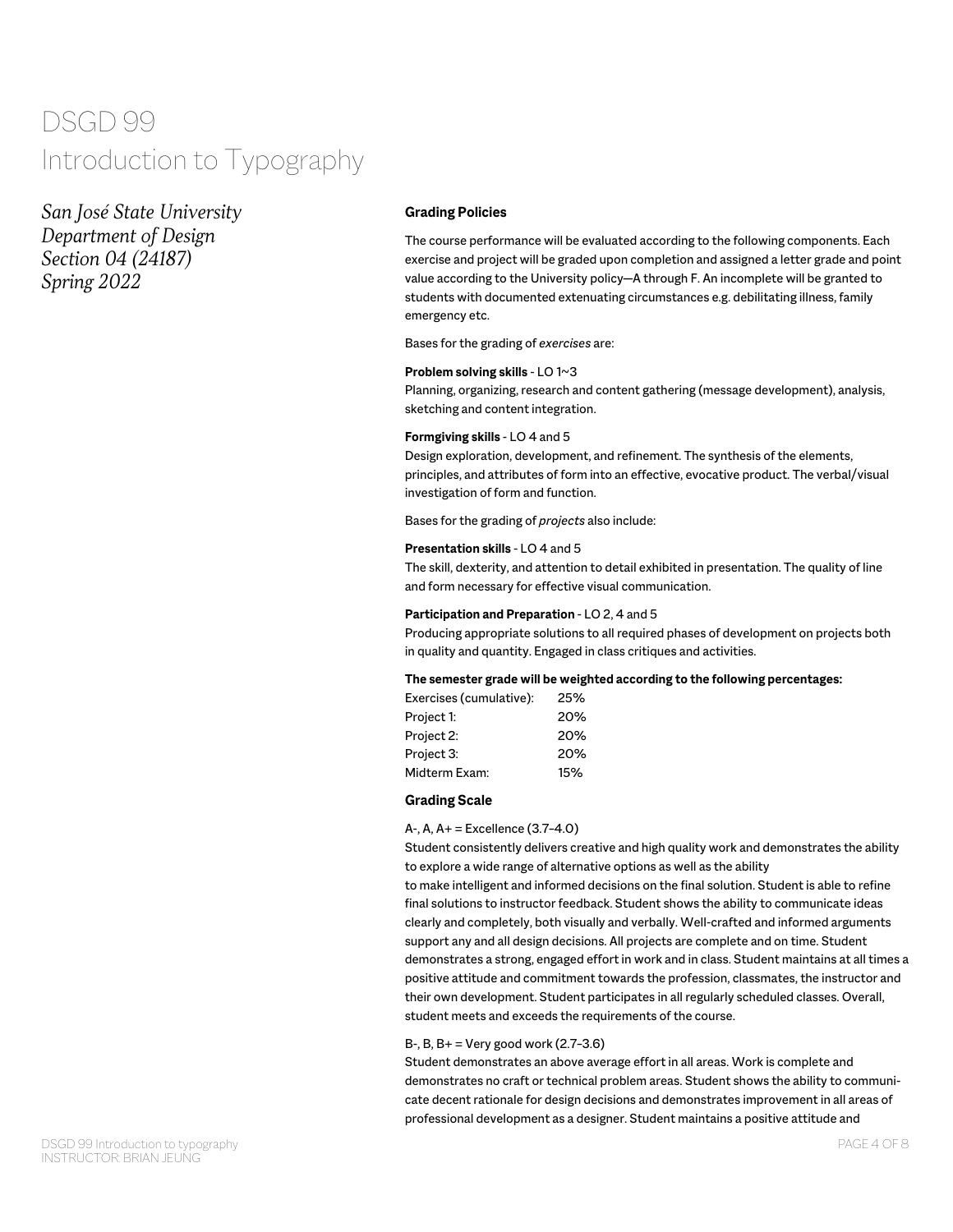# DSGD 99
# Introduction to Typography

*San José State University*
*Department of Design*
*Section 04 (24187)*
*Spring 2022*

## Grading Policies

The course performance will be evaluated according to the following components. Each exercise and project will be graded upon completion and assigned a letter grade and point value according to the University policy—A through F. An incomplete will be granted to students with documented extenuating circumstances e.g. debilitating illness, family emergency etc.

Bases for the grading of *exercises* are:

**Problem solving skills** - LO 1~3
Planning, organizing, research and content gathering (message development), analysis, sketching and content integration.

**Formgiving skills** - LO 4 and 5
Design exploration, development, and refinement. The synthesis of the elements, principles, and attributes of form into an effective, evocative product. The verbal/visual investigation of form and function.

Bases for the grading of *projects* also include:

**Presentation skills** - LO 4 and 5
The skill, dexterity, and attention to detail exhibited in presentation. The quality of line and form necessary for effective visual communication.

**Participation and Preparation** - LO 2, 4 and 5
Producing appropriate solutions to all required phases of development on projects both in quality and quantity. Engaged in class critiques and activities.

**The semester grade will be weighted according to the following percentages:**

| | |
|---|---|
| Exercises (cumulative): | 25% |
| Project 1: | 20% |
| Project 2: | 20% |
| Project 3: | 20% |
| Midterm Exam: | 15% |

## Grading Scale

A-, A, A+ = Excellence (3.7–4.0)
Student consistently delivers creative and high quality work and demonstrates the ability to explore a wide range of alternative options as well as the ability to make intelligent and informed decisions on the final solution. Student is able to refine final solutions to instructor feedback. Student shows the ability to communicate ideas clearly and completely, both visually and verbally. Well-crafted and informed arguments support any and all design decisions. All projects are complete and on time. Student demonstrates a strong, engaged effort in work and in class. Student maintains at all times a positive attitude and commitment towards the profession, classmates, the instructor and their own development. Student participates in all regularly scheduled classes. Overall, student meets and exceeds the requirements of the course.

B-, B, B+ = Very good work (2.7–3.6)
Student demonstrates an above average effort in all areas. Work is complete and demonstrates no craft or technical problem areas. Student shows the ability to communicate decent rationale for design decisions and demonstrates improvement in all areas of professional development as a designer. Student maintains a positive attitude and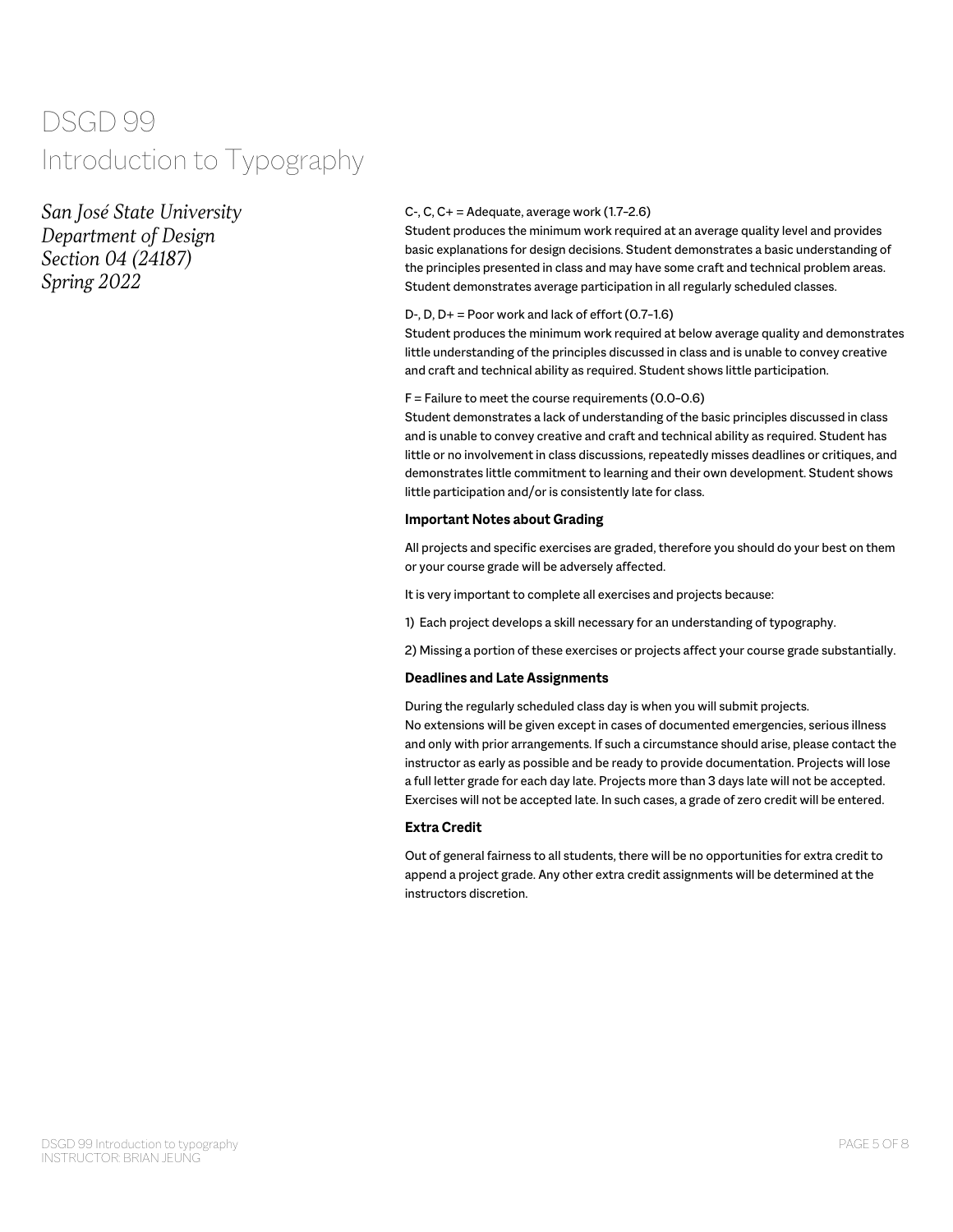# DSGD 99
# Introduction to Typography

*San José State University*
*Department of Design*
*Section 04 (24187)*
*Spring 2022*

C-, C, C+ = Adequate, average work (1.7–2.6)
Student produces the minimum work required at an average quality level and provides basic explanations for design decisions. Student demonstrates a basic understanding of the principles presented in class and may have some craft and technical problem areas. Student demonstrates average participation in all regularly scheduled classes.

D-, D, D+ = Poor work and lack of effort (0.7–1.6)
Student produces the minimum work required at below average quality and demonstrates little understanding of the principles discussed in class and is unable to convey creative and craft and technical ability as required. Student shows little participation.

F = Failure to meet the course requirements (0.0–0.6)
Student demonstrates a lack of understanding of the basic principles discussed in class and is unable to convey creative and craft and technical ability as required. Student has little or no involvement in class discussions, repeatedly misses deadlines or critiques, and demonstrates little commitment to learning and their own development. Student shows little participation and/or is consistently late for class.

**Important Notes about Grading**

All projects and specific exercises are graded, therefore you should do your best on them or your course grade will be adversely affected.

It is very important to complete all exercises and projects because:

1) Each project develops a skill necessary for an understanding of typography.

2) Missing a portion of these exercises or projects affect your course grade substantially.

**Deadlines and Late Assignments**

During the regularly scheduled class day is when you will submit projects.
No extensions will be given except in cases of documented emergencies, serious illness and only with prior arrangements. If such a circumstance should arise, please contact the instructor as early as possible and be ready to provide documentation. Projects will lose a full letter grade for each day late. Projects more than 3 days late will not be accepted. Exercises will not be accepted late. In such cases, a grade of zero credit will be entered.

**Extra Credit**

Out of general fairness to all students, there will be no opportunities for extra credit to append a project grade. Any other extra credit assignments will be determined at the instructors discretion.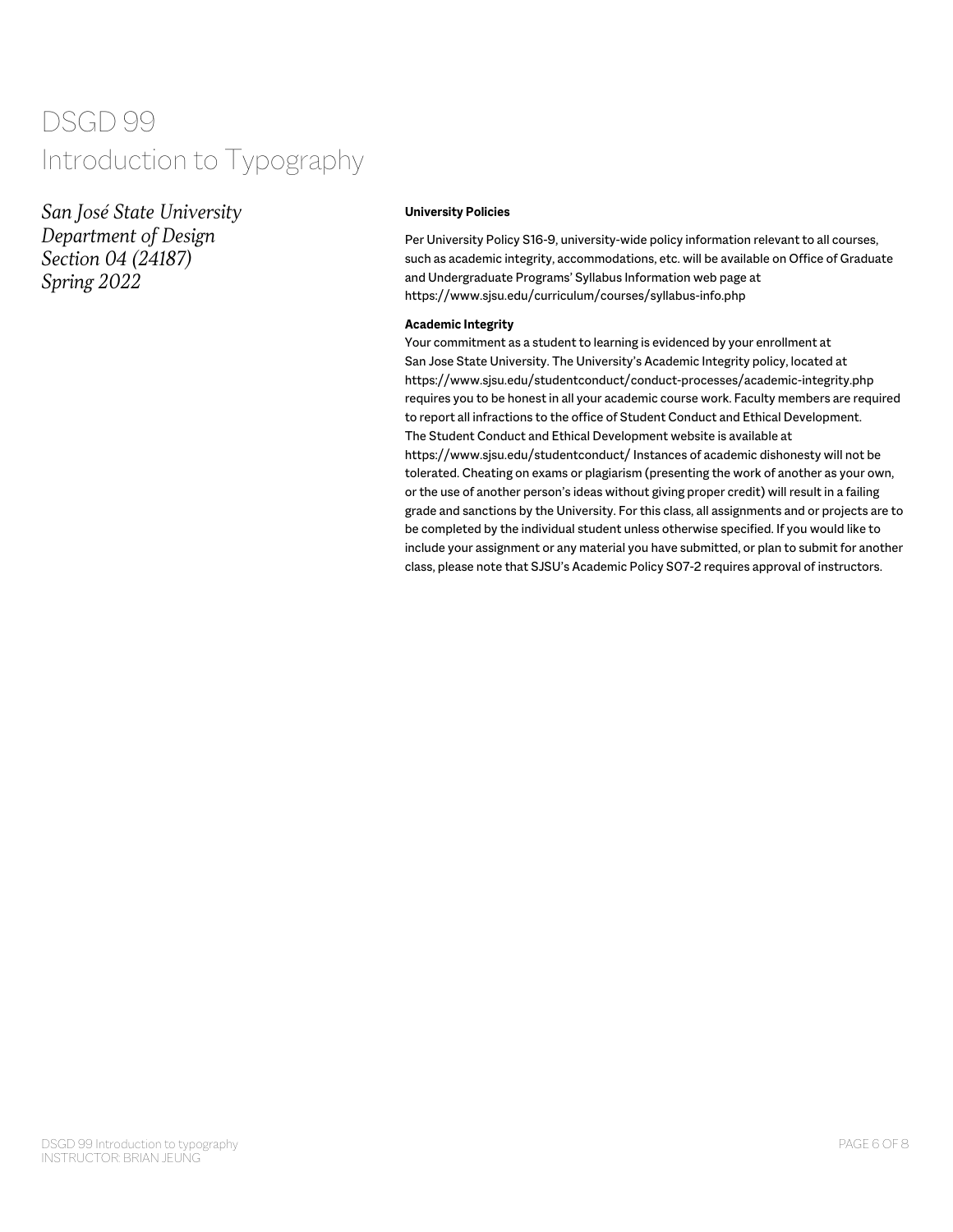# DSGD 99
# Introduction to Typography

*San José State University*
*Department of Design*
*Section 04 (24187)*
*Spring 2022*

**University Policies**

Per University Policy S16-9, university-wide policy information relevant to all courses, such as academic integrity, accommodations, etc. will be available on Office of Graduate and Undergraduate Programs' Syllabus Information web page at https://www.sjsu.edu/curriculum/courses/syllabus-info.php

**Academic Integrity**

Your commitment as a student to learning is evidenced by your enrollment at San Jose State University. The University's Academic Integrity policy, located at https://www.sjsu.edu/studentconduct/conduct-processes/academic-integrity.php requires you to be honest in all your academic course work. Faculty members are required to report all infractions to the office of Student Conduct and Ethical Development. The Student Conduct and Ethical Development website is available at https://www.sjsu.edu/studentconduct/ Instances of academic dishonesty will not be tolerated. Cheating on exams or plagiarism (presenting the work of another as your own, or the use of another person's ideas without giving proper credit) will result in a failing grade and sanctions by the University. For this class, all assignments and or projects are to be completed by the individual student unless otherwise specified. If you would like to include your assignment or any material you have submitted, or plan to submit for another class, please note that SJSU's Academic Policy S07-2 requires approval of instructors.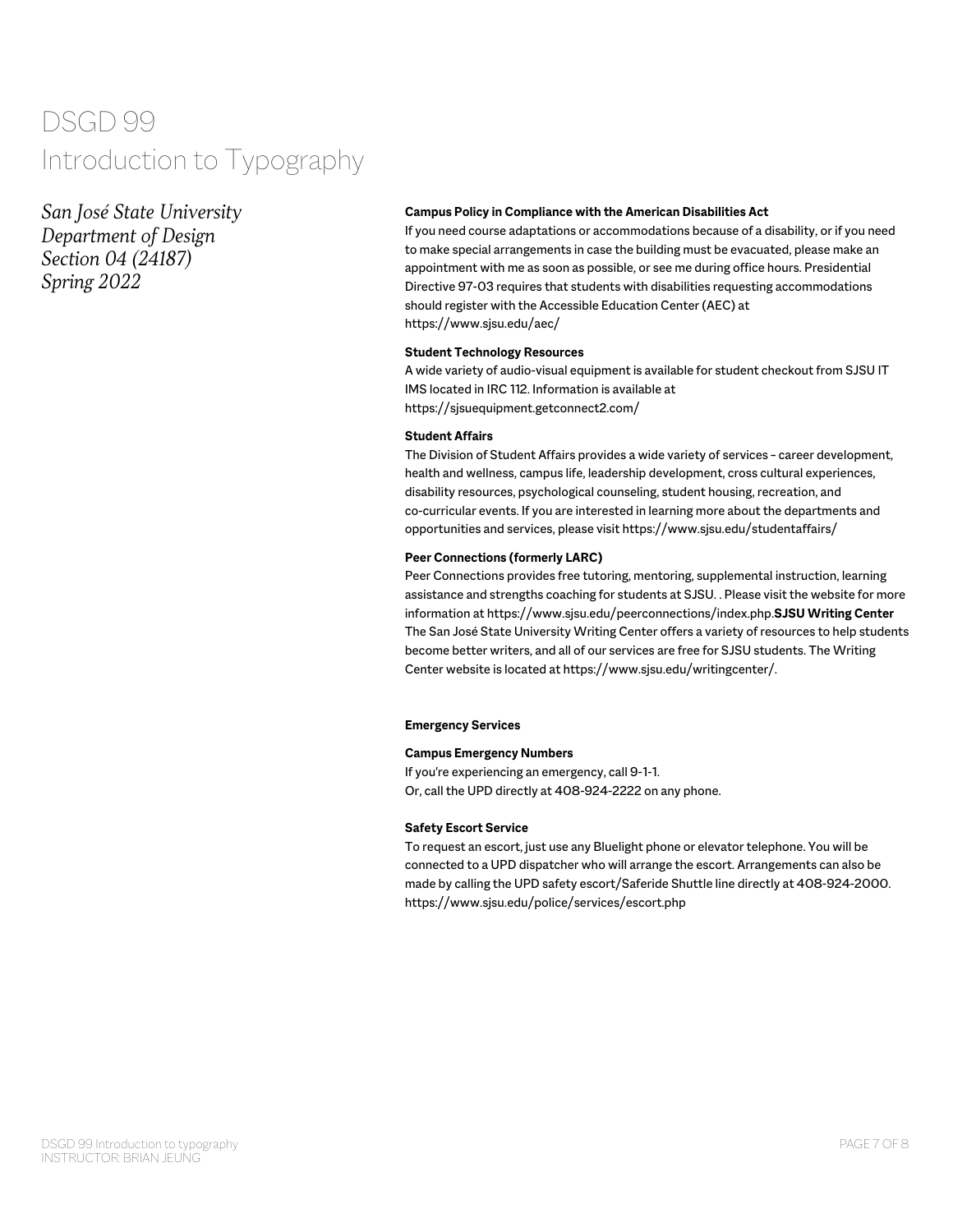# DSGD 99
# Introduction to Typography

*San José State University*
*Department of Design*
*Section 04 (24187)*
*Spring 2022*

**Campus Policy in Compliance with the American Disabilities Act**
If you need course adaptations or accommodations because of a disability, or if you need to make special arrangements in case the building must be evacuated, please make an appointment with me as soon as possible, or see me during office hours. Presidential Directive 97-03 requires that students with disabilities requesting accommodations should register with the Accessible Education Center (AEC) at https://www.sjsu.edu/aec/

**Student Technology Resources**
A wide variety of audio-visual equipment is available for student checkout from SJSU IT IMS located in IRC 112. Information is available at https://sjsuequipment.getconnect2.com/

**Student Affairs**
The Division of Student Affairs provides a wide variety of services – career development, health and wellness, campus life, leadership development, cross cultural experiences, disability resources, psychological counseling, student housing, recreation, and co-curricular events. If you are interested in learning more about the departments and opportunities and services, please visit https://www.sjsu.edu/studentaffairs/

**Peer Connections (formerly LARC)**
Peer Connections provides free tutoring, mentoring, supplemental instruction, learning assistance and strengths coaching for students at SJSU. . Please visit the website for more information at https://www.sjsu.edu/peerconnections/index.php.**SJSU Writing Center**
The San José State University Writing Center offers a variety of resources to help students become better writers, and all of our services are free for SJSU students. The Writing Center website is located at https://www.sjsu.edu/writingcenter/.

**Emergency Services**

**Campus Emergency Numbers**
If you're experiencing an emergency, call 9-1-1.
Or, call the UPD directly at 408-924-2222 on any phone.

**Safety Escort Service**
To request an escort, just use any Bluelight phone or elevator telephone. You will be connected to a UPD dispatcher who will arrange the escort. Arrangements can also be made by calling the UPD safety escort/Saferide Shuttle line directly at 408-924-2000. https://www.sjsu.edu/police/services/escort.php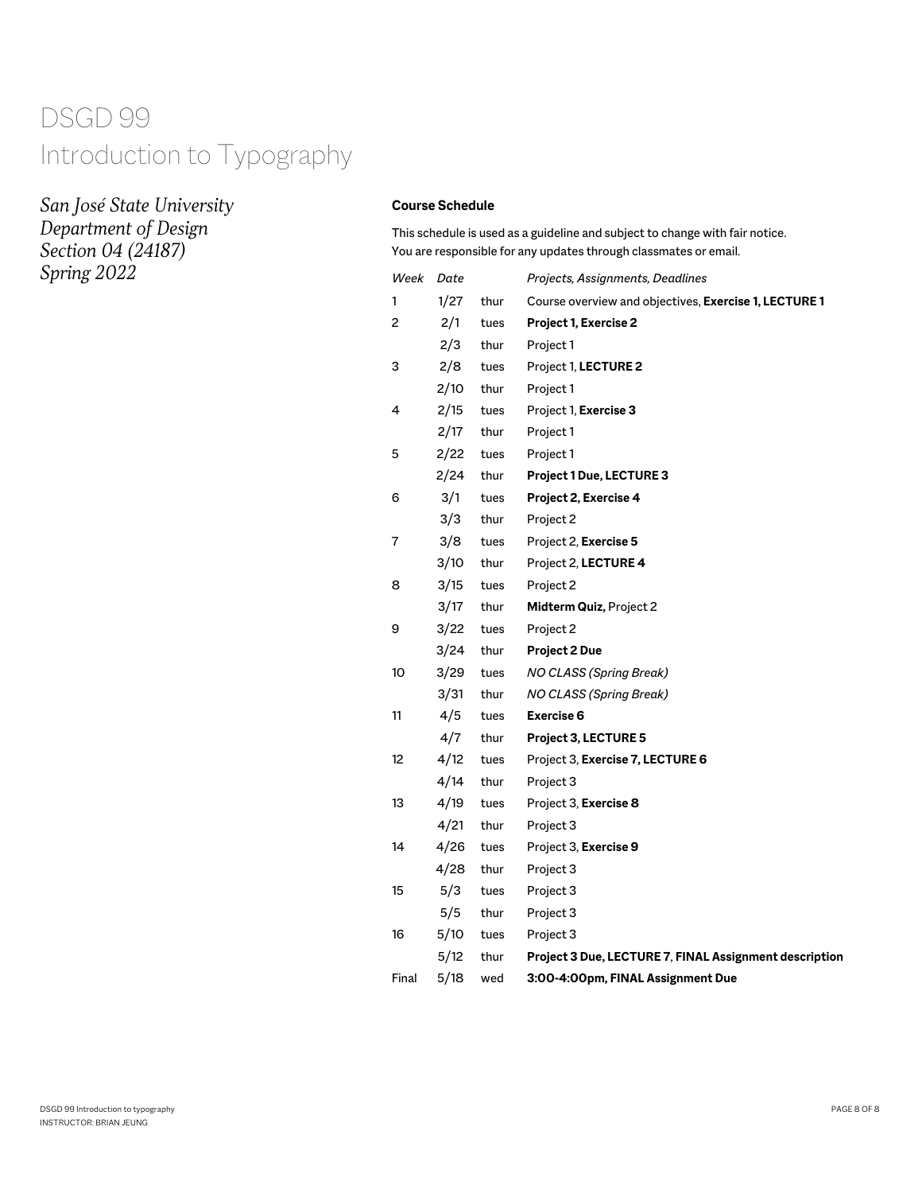# DSGD 99
# Introduction to Typography

*San José State University*
*Department of Design*
*Section 04 (24187)*
*Spring 2022*

**Course Schedule**

This schedule is used as a guideline and subject to change with fair notice.
You are responsible for any updates through classmates or email.

| *Week* | *Date* | | *Projects, Assignments, Deadlines* |
|---|---|---|---|
| 1 | 1/27 | thur | Course overview and objectives, **Exercise 1, LECTURE 1** |
| 2 | 2/1 | tues | **Project 1, Exercise 2** |
| | 2/3 | thur | Project 1 |
| 3 | 2/8 | tues | Project 1, **LECTURE 2** |
| | 2/10 | thur | Project 1 |
| 4 | 2/15 | tues | Project 1, **Exercise 3** |
| | 2/17 | thur | Project 1 |
| 5 | 2/22 | tues | Project 1 |
| | 2/24 | thur | **Project 1 Due, LECTURE 3** |
| 6 | 3/1 | tues | **Project 2, Exercise 4** |
| | 3/3 | thur | Project 2 |
| 7 | 3/8 | tues | Project 2, **Exercise 5** |
| | 3/10 | thur | Project 2, **LECTURE 4** |
| 8 | 3/15 | tues | Project 2 |
| | 3/17 | thur | **Midterm Quiz,** Project 2 |
| 9 | 3/22 | tues | Project 2 |
| | 3/24 | thur | **Project 2 Due** |
| 10 | 3/29 | tues | *NO CLASS (Spring Break)* |
| | 3/31 | thur | *NO CLASS (Spring Break)* |
| 11 | 4/5 | tues | **Exercise 6** |
| | 4/7 | thur | **Project 3, LECTURE 5** |
| 12 | 4/12 | tues | Project 3, **Exercise 7, LECTURE 6** |
| | 4/14 | thur | Project 3 |
| 13 | 4/19 | tues | Project 3, **Exercise 8** |
| | 4/21 | thur | Project 3 |
| 14 | 4/26 | tues | Project 3, **Exercise 9** |
| | 4/28 | thur | Project 3 |
| 15 | 5/3 | tues | Project 3 |
| | 5/5 | thur | Project 3 |
| 16 | 5/10 | tues | Project 3 |
| | 5/12 | thur | **Project 3 Due, LECTURE 7**, **FINAL Assignment description** |
| Final | 5/18 | wed | **3:00-4:00pm, FINAL Assignment Due** |